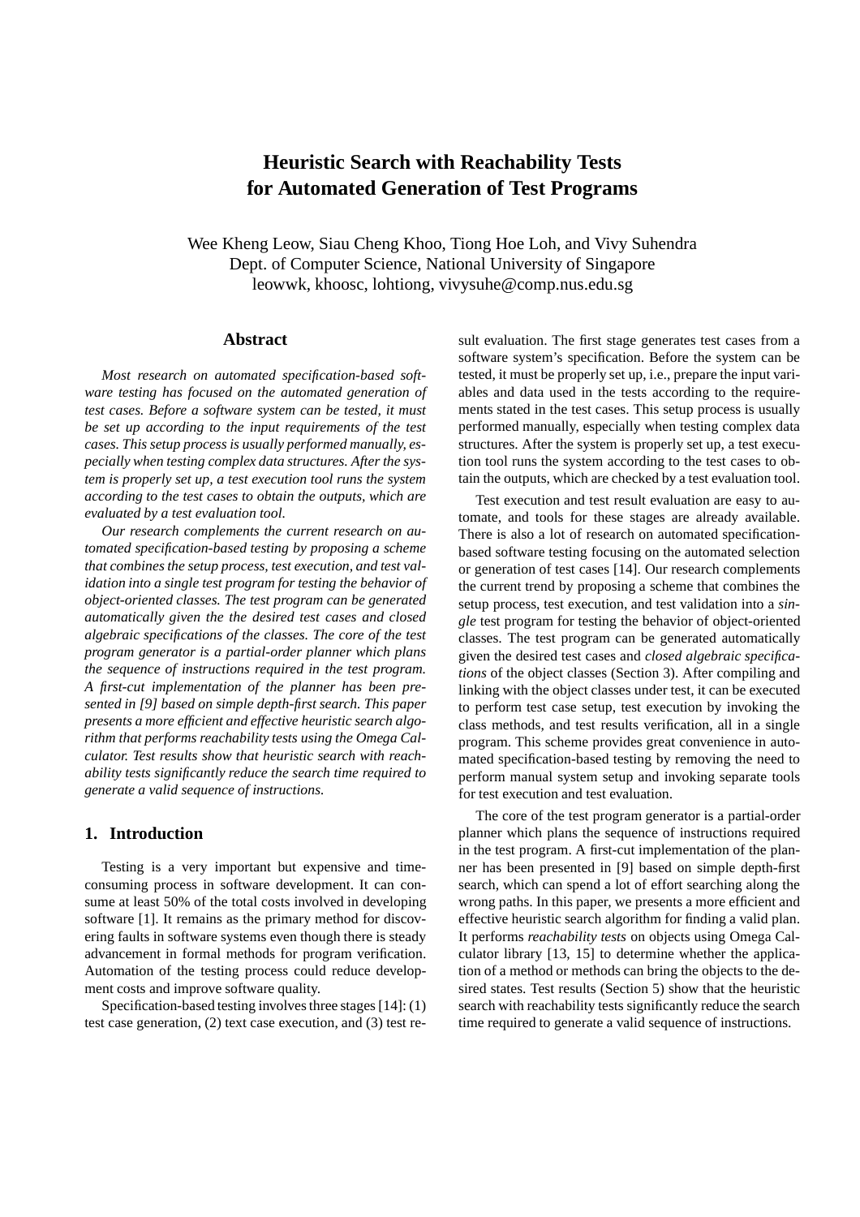# Heuristic Search with Reachability Tests for Automated Generation of Test Programs

Wee Kheng Leow, Siau Cheng Khoo, Tiong Hoe Loh, and Vivy Suhendra
Dept. of Computer Science, National University of Singapore
leowwk, khoosc, lohtiong, vivysuhe@comp.nus.edu.sg

## Abstract

*Most research on automated specification-based software testing has focused on the automated generation of test cases. Before a software system can be tested, it must be set up according to the input requirements of the test cases. This setup process is usually performed manually, especially when testing complex data structures. After the system is properly set up, a test execution tool runs the system according to the test cases to obtain the outputs, which are evaluated by a test evaluation tool.*

*Our research complements the current research on automated specification-based testing by proposing a scheme that combines the setup process, test execution, and test validation into a single test program for testing the behavior of object-oriented classes. The test program can be generated automatically given the the desired test cases and closed algebraic specifications of the classes. The core of the test program generator is a partial-order planner which plans the sequence of instructions required in the test program. A first-cut implementation of the planner has been presented in [9] based on simple depth-first search. This paper presents a more efficient and effective heuristic search algorithm that performs reachability tests using the Omega Calculator. Test results show that heuristic search with reachability tests significantly reduce the search time required to generate a valid sequence of instructions.*

## 1. Introduction

Testing is a very important but expensive and time-consuming process in software development. It can consume at least 50% of the total costs involved in developing software [1]. It remains as the primary method for discovering faults in software systems even though there is steady advancement in formal methods for program verification. Automation of the testing process could reduce development costs and improve software quality.

Specification-based testing involves three stages [14]: (1) test case generation, (2) text case execution, and (3) test result evaluation. The first stage generates test cases from a software system's specification. Before the system can be tested, it must be properly set up, i.e., prepare the input variables and data used in the tests according to the requirements stated in the test cases. This setup process is usually performed manually, especially when testing complex data structures. After the system is properly set up, a test execution tool runs the system according to the test cases to obtain the outputs, which are checked by a test evaluation tool.

Test execution and test result evaluation are easy to automate, and tools for these stages are already available. There is also a lot of research on automated specification-based software testing focusing on the automated selection or generation of test cases [14]. Our research complements the current trend by proposing a scheme that combines the setup process, test execution, and test validation into a *single* test program for testing the behavior of object-oriented classes. The test program can be generated automatically given the desired test cases and *closed algebraic specifications* of the object classes (Section 3). After compiling and linking with the object classes under test, it can be executed to perform test case setup, test execution by invoking the class methods, and test results verification, all in a single program. This scheme provides great convenience in automated specification-based testing by removing the need to perform manual system setup and invoking separate tools for test execution and test evaluation.

The core of the test program generator is a partial-order planner which plans the sequence of instructions required in the test program. A first-cut implementation of the planner has been presented in [9] based on simple depth-first search, which can spend a lot of effort searching along the wrong paths. In this paper, we presents a more efficient and effective heuristic search algorithm for finding a valid plan. It performs *reachability tests* on objects using Omega Calculator library [13, 15] to determine whether the application of a method or methods can bring the objects to the desired states. Test results (Section 5) show that the heuristic search with reachability tests significantly reduce the search time required to generate a valid sequence of instructions.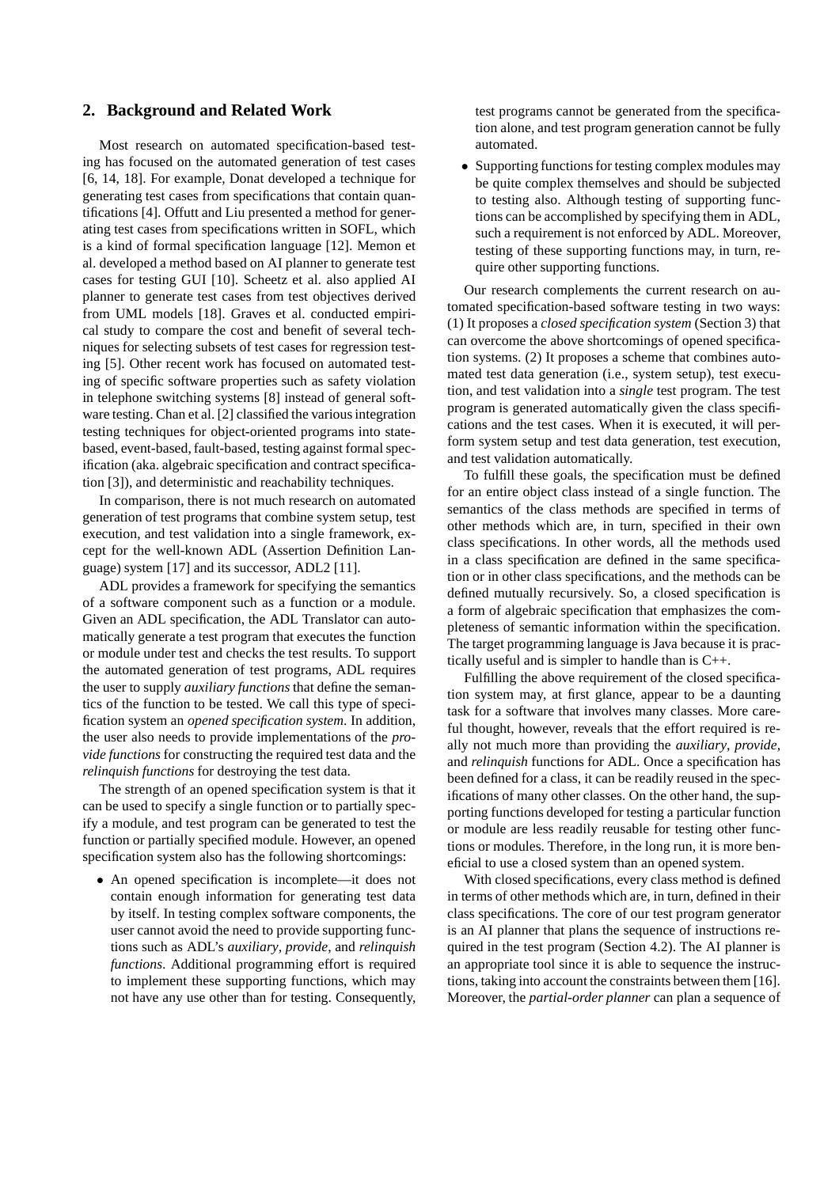## 2. Background and Related Work

Most research on automated specification-based testing has focused on the automated generation of test cases [6, 14, 18]. For example, Donat developed a technique for generating test cases from specifications that contain quantifications [4]. Offutt and Liu presented a method for generating test cases from specifications written in SOFL, which is a kind of formal specification language [12]. Memon et al. developed a method based on AI planner to generate test cases for testing GUI [10]. Scheetz et al. also applied AI planner to generate test cases from test objectives derived from UML models [18]. Graves et al. conducted empirical study to compare the cost and benefit of several techniques for selecting subsets of test cases for regression testing [5]. Other recent work has focused on automated testing of specific software properties such as safety violation in telephone switching systems [8] instead of general software testing. Chan et al. [2] classified the various integration testing techniques for object-oriented programs into state-based, event-based, fault-based, testing against formal specification (aka. algebraic specification and contract specification [3]), and deterministic and reachability techniques.

In comparison, there is not much research on automated generation of test programs that combine system setup, test execution, and test validation into a single framework, except for the well-known ADL (Assertion Definition Language) system [17] and its successor, ADL2 [11].

ADL provides a framework for specifying the semantics of a software component such as a function or a module. Given an ADL specification, the ADL Translator can automatically generate a test program that executes the function or module under test and checks the test results. To support the automated generation of test programs, ADL requires the user to supply *auxiliary functions* that define the semantics of the function to be tested. We call this type of specification system an *opened specification system*. In addition, the user also needs to provide implementations of the *provide functions* for constructing the required test data and the *relinquish functions* for destroying the test data.

The strength of an opened specification system is that it can be used to specify a single function or to partially specify a module, and test program can be generated to test the function or partially specified module. However, an opened specification system also has the following shortcomings:

- An opened specification is incomplete—it does not contain enough information for generating test data by itself. In testing complex software components, the user cannot avoid the need to provide supporting functions such as ADL's *auxiliary*, *provide*, and *relinquish functions*. Additional programming effort is required to implement these supporting functions, which may not have any use other than for testing. Consequently, test programs cannot be generated from the specification alone, and test program generation cannot be fully automated.
- Supporting functions for testing complex modules may be quite complex themselves and should be subjected to testing also. Although testing of supporting functions can be accomplished by specifying them in ADL, such a requirement is not enforced by ADL. Moreover, testing of these supporting functions may, in turn, require other supporting functions.

Our research complements the current research on automated specification-based software testing in two ways: (1) It proposes a *closed specification system* (Section 3) that can overcome the above shortcomings of opened specification systems. (2) It proposes a scheme that combines automated test data generation (i.e., system setup), test execution, and test validation into a *single* test program. The test program is generated automatically given the class specifications and the test cases. When it is executed, it will perform system setup and test data generation, test execution, and test validation automatically.

To fulfill these goals, the specification must be defined for an entire object class instead of a single function. The semantics of the class methods are specified in terms of other methods which are, in turn, specified in their own class specifications. In other words, all the methods used in a class specification are defined in the same specification or in other class specifications, and the methods can be defined mutually recursively. So, a closed specification is a form of algebraic specification that emphasizes the completeness of semantic information within the specification. The target programming language is Java because it is practically useful and is simpler to handle than is C++.

Fulfilling the above requirement of the closed specification system may, at first glance, appear to be a daunting task for a software that involves many classes. More careful thought, however, reveals that the effort required is really not much more than providing the *auxiliary*, *provide*, and *relinquish* functions for ADL. Once a specification has been defined for a class, it can be readily reused in the specifications of many other classes. On the other hand, the supporting functions developed for testing a particular function or module are less readily reusable for testing other functions or modules. Therefore, in the long run, it is more beneficial to use a closed system than an opened system.

With closed specifications, every class method is defined in terms of other methods which are, in turn, defined in their class specifications. The core of our test program generator is an AI planner that plans the sequence of instructions required in the test program (Section 4.2). The AI planner is an appropriate tool since it is able to sequence the instructions, taking into account the constraints between them [16]. Moreover, the *partial-order planner* can plan a sequence of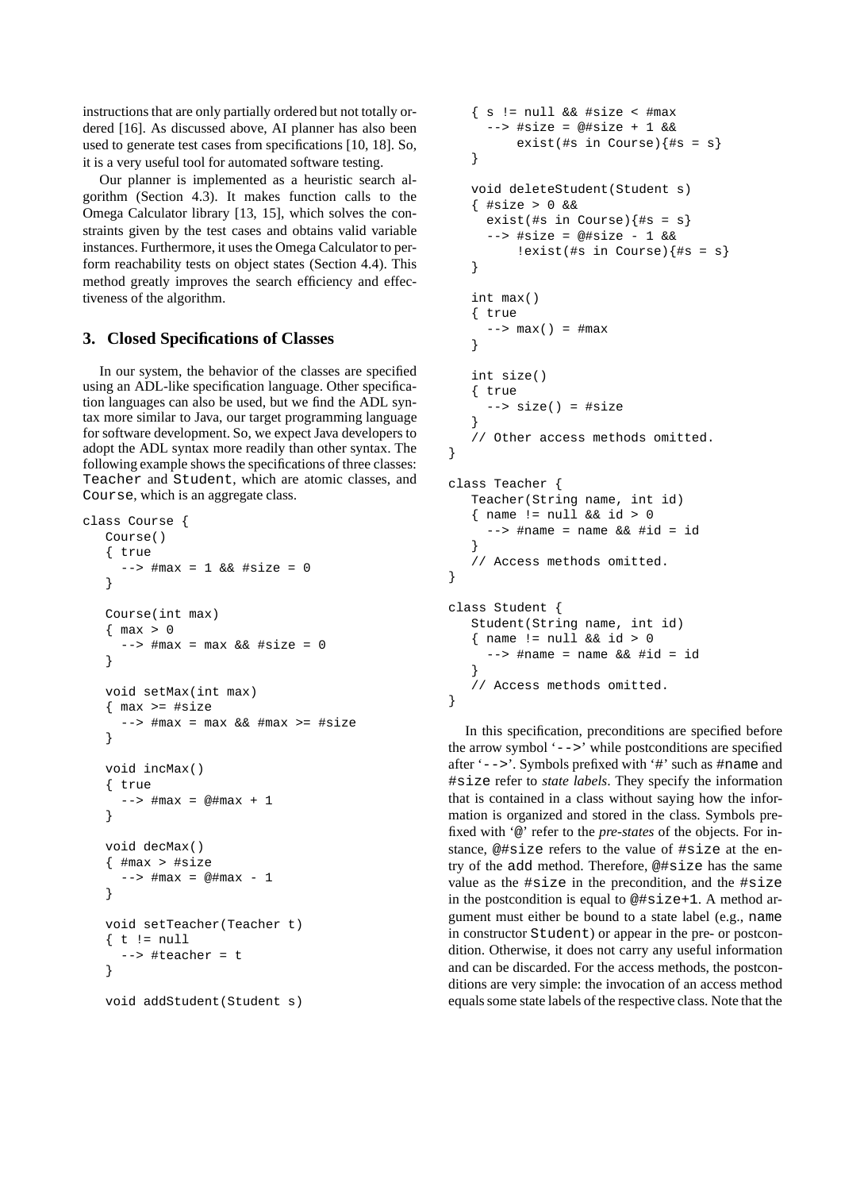instructions that are only partially ordered but not totally ordered [16]. As discussed above, AI planner has also been used to generate test cases from specifications [10, 18]. So, it is a very useful tool for automated software testing.

Our planner is implemented as a heuristic search algorithm (Section 4.3). It makes function calls to the Omega Calculator library [13, 15], which solves the constraints given by the test cases and obtains valid variable instances. Furthermore, it uses the Omega Calculator to perform reachability tests on object states (Section 4.4). This method greatly improves the search efficiency and effectiveness of the algorithm.

## 3. Closed Specifications of Classes

In our system, the behavior of the classes are specified using an ADL-like specification language. Other specification languages can also be used, but we find the ADL syntax more similar to Java, our target programming language for software development. So, we expect Java developers to adopt the ADL syntax more readily than other syntax. The following example shows the specifications of three classes: `Teacher` and `Student`, which are atomic classes, and `Course`, which is an aggregate class.

```
class Course {
   Course()
   { true
     --> #max = 1 && #size = 0
   }

   Course(int max)
   { max > 0
     --> #max = max && #size = 0
   }

   void setMax(int max)
   { max >= #size
     --> #max = max && #max >= #size
   }

   void incMax()
   { true
     --> #max = @#max + 1
   }

   void decMax()
   { #max > #size
     --> #max = @#max - 1
   }

   void setTeacher(Teacher t)
   { t != null
     --> #teacher = t
   }

   void addStudent(Student s)
   { s != null && #size < #max
     --> #size = @#size + 1 &&
         exist(#s in Course){#s = s}
   }

   void deleteStudent(Student s)
   { #size > 0 &&
     exist(#s in Course){#s = s}
     --> #size = @#size - 1 &&
         !exist(#s in Course){#s = s}
   }

   int max()
   { true
     --> max() = #max
   }

   int size()
   { true
     --> size() = #size
   }
   // Other access methods omitted.
}

class Teacher {
   Teacher(String name, int id)
   { name != null && id > 0
     --> #name = name && #id = id
   }
   // Access methods omitted.
}

class Student {
   Student(String name, int id)
   { name != null && id > 0
     --> #name = name && #id = id
   }
   // Access methods omitted.
}
```

In this specification, preconditions are specified before the arrow symbol '`-->`' while postconditions are specified after '`-->`'. Symbols prefixed with '#' such as `#name` and `#size` refer to *state labels*. They specify the information that is contained in a class without saying how the information is organized and stored in the class. Symbols prefixed with '@' refer to the *pre-states* of the objects. For instance, `@#size` refers to the value of `#size` at the entry of the `add` method. Therefore, `@#size` has the same value as the `#size` in the precondition, and the `#size` in the postcondition is equal to `@#size+1`. A method argument must either be bound to a state label (e.g., `name` in constructor `Student`) or appear in the pre- or postcondition. Otherwise, it does not carry any useful information and can be discarded. For the access methods, the postconditions are very simple: the invocation of an access method equals some state labels of the respective class. Note that the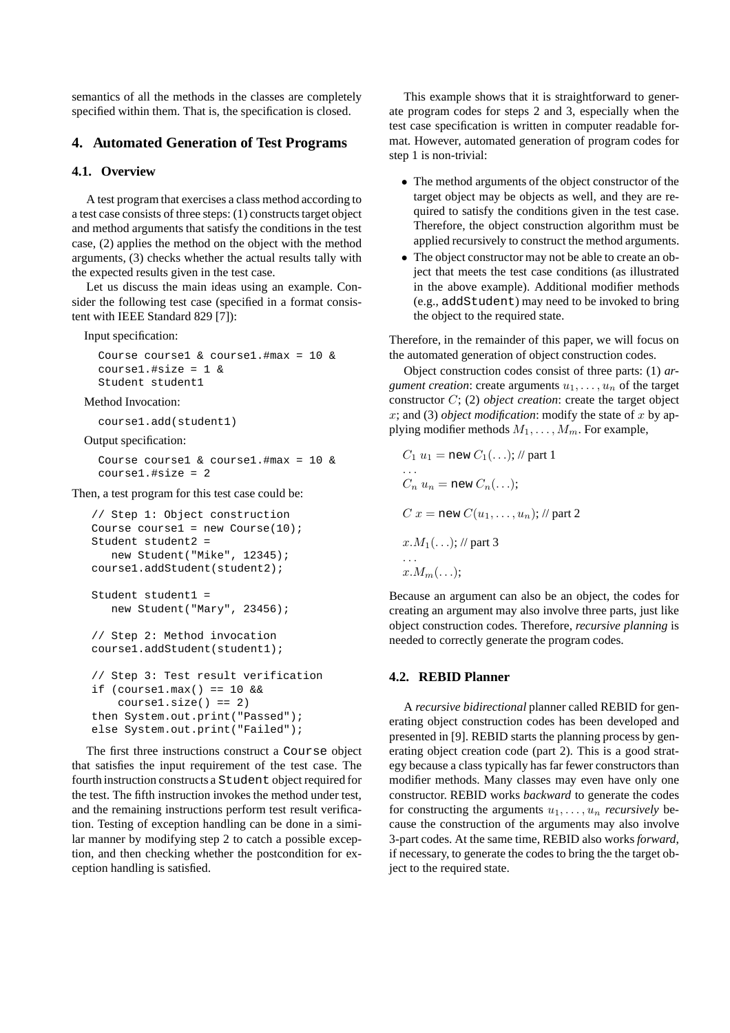semantics of all the methods in the classes are completely specified within them. That is, the specification is closed.

## 4. Automated Generation of Test Programs

### 4.1. Overview

A test program that exercises a class method according to a test case consists of three steps: (1) constructs target object and method arguments that satisfy the conditions in the test case, (2) applies the method on the object with the method arguments, (3) checks whether the actual results tally with the expected results given in the test case.

Let us discuss the main ideas using an example. Consider the following test case (specified in a format consistent with IEEE Standard 829 [7]):

Input specification:

```
Course course1 & course1.#max = 10 &
course1.#size = 1 &
Student student1
```

Method Invocation:

```
course1.add(student1)
```

Output specification:

```
Course course1 & course1.#max = 10 &
course1.#size = 2
```

Then, a test program for this test case could be:

```
// Step 1: Object construction
Course course1 = new Course(10);
Student student2 =
   new Student("Mike", 12345);
course1.addStudent(student2);

Student student1 =
   new Student("Mary", 23456);

// Step 2: Method invocation
course1.addStudent(student1);

// Step 3: Test result verification
if (course1.max() == 10 &&
    course1.size() == 2)
then System.out.print("Passed");
else System.out.print("Failed");
```

The first three instructions construct a `Course` object that satisfies the input requirement of the test case. The fourth instruction constructs a `Student` object required for the test. The fifth instruction invokes the method under test, and the remaining instructions perform test result verification. Testing of exception handling can be done in a similar manner by modifying step 2 to catch a possible exception, and then checking whether the postcondition for exception handling is satisfied.

This example shows that it is straightforward to generate program codes for steps 2 and 3, especially when the test case specification is written in computer readable format. However, automated generation of program codes for step 1 is non-trivial:

- The method arguments of the object constructor of the target object may be objects as well, and they are required to satisfy the conditions given in the test case. Therefore, the object construction algorithm must be applied recursively to construct the method arguments.
- The object constructor may not be able to create an object that meets the test case conditions (as illustrated in the above example). Additional modifier methods (e.g., `addStudent`) may need to be invoked to bring the object to the required state.

Therefore, in the remainder of this paper, we will focus on the automated generation of object construction codes.

Object construction codes consist of three parts: (1) *argument creation*: create arguments $u_1, \ldots, u_n$ of the target constructor $C$; (2) *object creation*: create the target object $x$; and (3) *object modification*: modify the state of $x$ by applying modifier methods $M_1, \ldots, M_m$. For example,

$C_1\ u_1 = \texttt{new}\ C_1(\ldots)$; // part 1
$\ldots$
$C_n\ u_n = \texttt{new}\ C_n(\ldots)$;

$C\ x = \texttt{new}\ C(u_1, \ldots, u_n)$; // part 2

$x.M_1(\ldots)$; // part 3
$\ldots$
$x.M_m(\ldots)$;

Because an argument can also be an object, the codes for creating an argument may also involve three parts, just like object construction codes. Therefore, *recursive planning* is needed to correctly generate the program codes.

### 4.2. REBID Planner

A *recursive bidirectional* planner called REBID for generating object construction codes has been developed and presented in [9]. REBID starts the planning process by generating object creation code (part 2). This is a good strategy because a class typically has far fewer constructors than modifier methods. Many classes may even have only one constructor. REBID works *backward* to generate the codes for constructing the arguments $u_1, \ldots, u_n$ *recursively* because the construction of the arguments may also involve 3-part codes. At the same time, REBID also works *forward*, if necessary, to generate the codes to bring the the target object to the required state.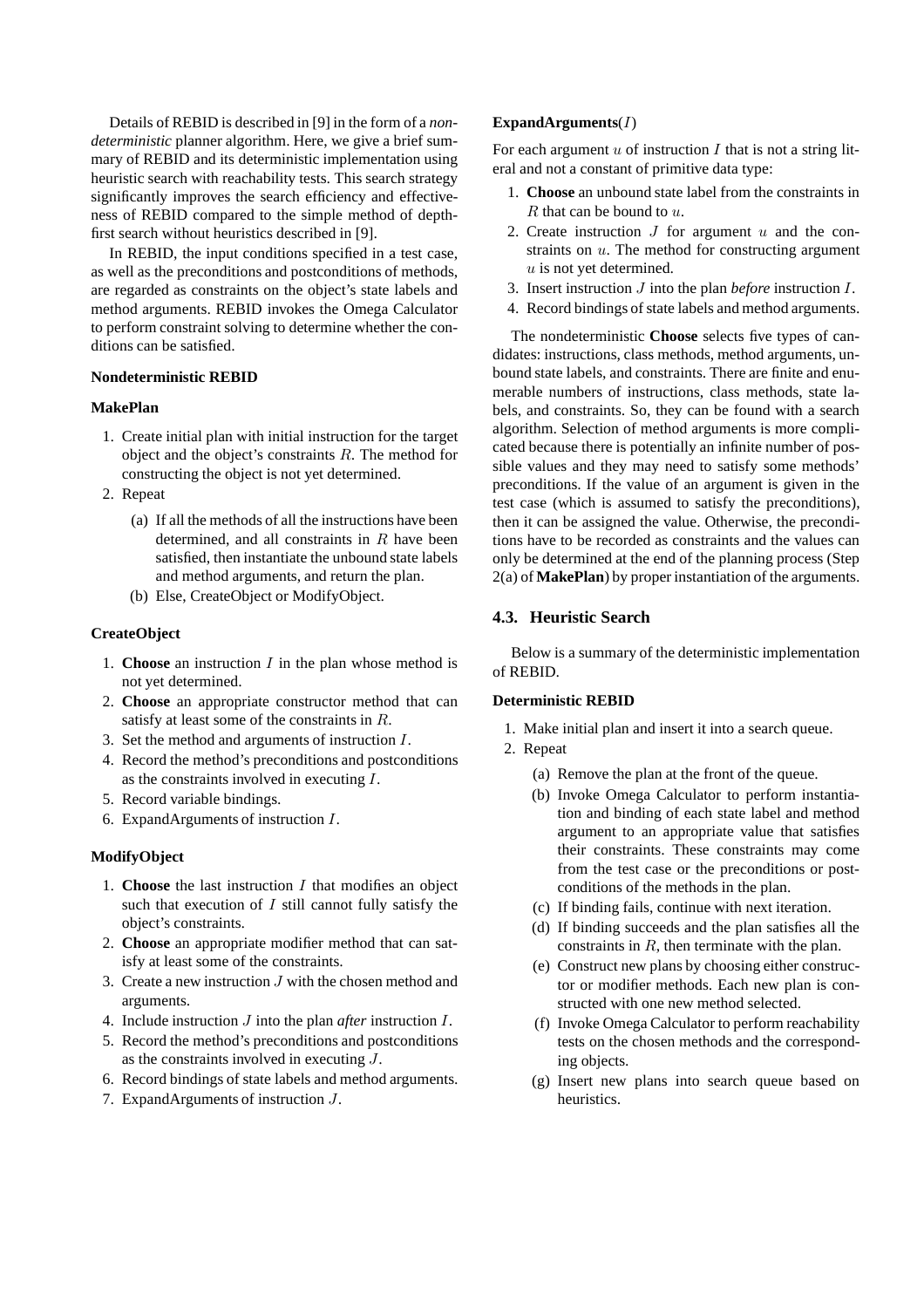Details of REBID is described in [9] in the form of a *nondeterministic* planner algorithm. Here, we give a brief summary of REBID and its deterministic implementation using heuristic search with reachability tests. This search strategy significantly improves the search efficiency and effectiveness of REBID compared to the simple method of depth-first search without heuristics described in [9].

In REBID, the input conditions specified in a test case, as well as the preconditions and postconditions of methods, are regarded as constraints on the object's state labels and method arguments. REBID invokes the Omega Calculator to perform constraint solving to determine whether the conditions can be satisfied.

**Nondeterministic REBID**

**MakePlan**

1. Create initial plan with initial instruction for the target object and the object's constraints $R$. The method for constructing the object is not yet determined.
2. Repeat
   (a) If all the methods of all the instructions have been determined, and all constraints in $R$ have been satisfied, then instantiate the unbound state labels and method arguments, and return the plan.
   (b) Else, CreateObject or ModifyObject.

**CreateObject**

1. **Choose** an instruction $I$ in the plan whose method is not yet determined.
2. **Choose** an appropriate constructor method that can satisfy at least some of the constraints in $R$.
3. Set the method and arguments of instruction $I$.
4. Record the method's preconditions and postconditions as the constraints involved in executing $I$.
5. Record variable bindings.
6. ExpandArguments of instruction $I$.

**ModifyObject**

1. **Choose** the last instruction $I$ that modifies an object such that execution of $I$ still cannot fully satisfy the object's constraints.
2. **Choose** an appropriate modifier method that can satisfy at least some of the constraints.
3. Create a new instruction $J$ with the chosen method and arguments.
4. Include instruction $J$ into the plan *after* instruction $I$.
5. Record the method's preconditions and postconditions as the constraints involved in executing $J$.
6. Record bindings of state labels and method arguments.
7. ExpandArguments of instruction $J$.

**ExpandArguments**($I$)

For each argument $u$ of instruction $I$ that is not a string literal and not a constant of primitive data type:

1. **Choose** an unbound state label from the constraints in $R$ that can be bound to $u$.
2. Create instruction $J$ for argument $u$ and the constraints on $u$. The method for constructing argument $u$ is not yet determined.
3. Insert instruction $J$ into the plan *before* instruction $I$.
4. Record bindings of state labels and method arguments.

The nondeterministic **Choose** selects five types of candidates: instructions, class methods, method arguments, unbound state labels, and constraints. There are finite and enumerable numbers of instructions, class methods, state labels, and constraints. So, they can be found with a search algorithm. Selection of method arguments is more complicated because there is potentially an infinite number of possible values and they may need to satisfy some methods' preconditions. If the value of an argument is given in the test case (which is assumed to satisfy the preconditions), then it can be assigned the value. Otherwise, the preconditions have to be recorded as constraints and the values can only be determined at the end of the planning process (Step 2(a) of **MakePlan**) by proper instantiation of the arguments.

### 4.3. Heuristic Search

Below is a summary of the deterministic implementation of REBID.

**Deterministic REBID**

1. Make initial plan and insert it into a search queue.
2. Repeat
   (a) Remove the plan at the front of the queue.
   (b) Invoke Omega Calculator to perform instantiation and binding of each state label and method argument to an appropriate value that satisfies their constraints. These constraints may come from the test case or the preconditions or postconditions of the methods in the plan.
   (c) If binding fails, continue with next iteration.
   (d) If binding succeeds and the plan satisfies all the constraints in $R$, then terminate with the plan.
   (e) Construct new plans by choosing either constructor or modifier methods. Each new plan is constructed with one new method selected.
   (f) Invoke Omega Calculator to perform reachability tests on the chosen methods and the corresponding objects.
   (g) Insert new plans into search queue based on heuristics.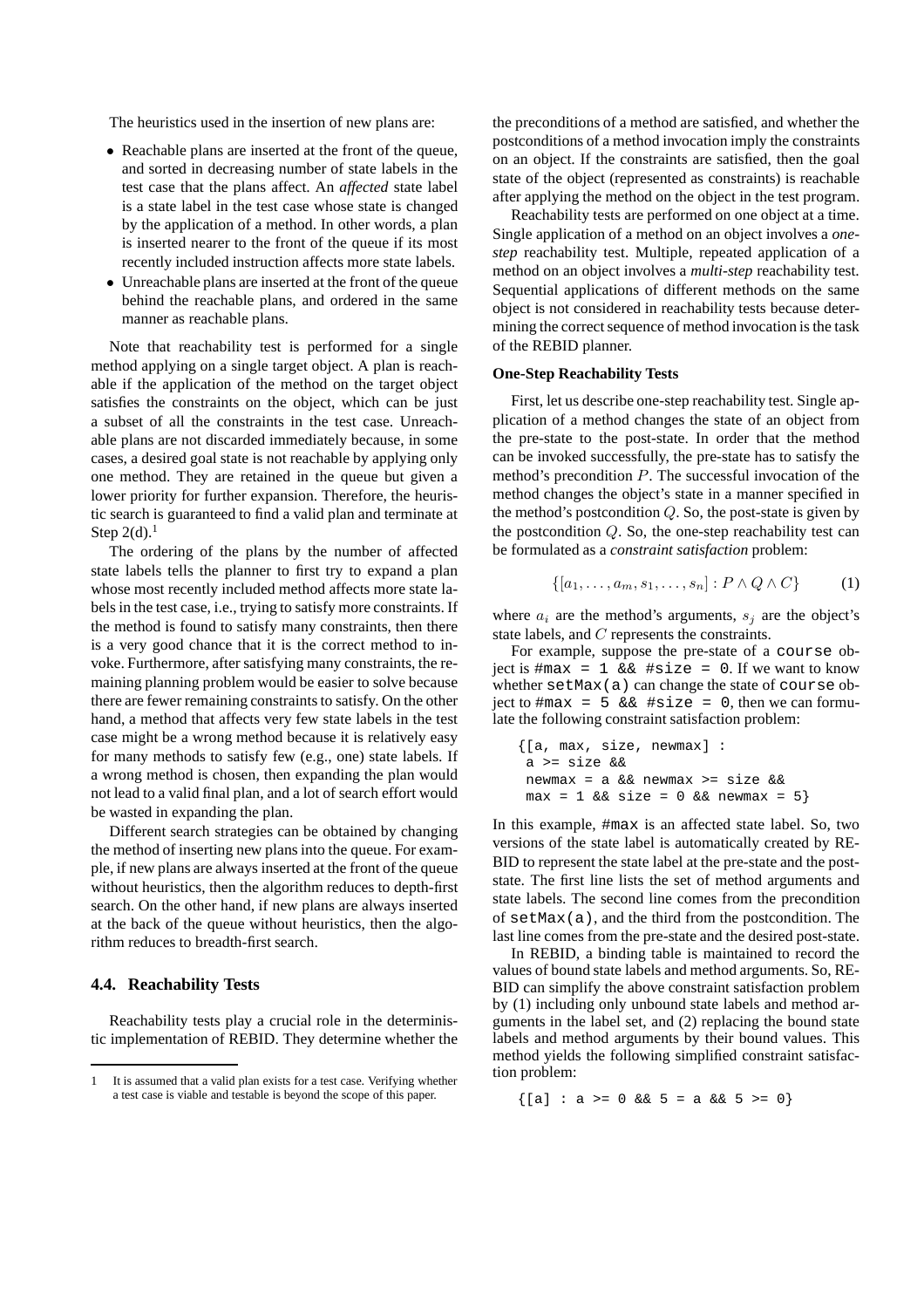The heuristics used in the insertion of new plans are:

- Reachable plans are inserted at the front of the queue, and sorted in decreasing number of state labels in the test case that the plans affect. An *affected* state label is a state label in the test case whose state is changed by the application of a method. In other words, a plan is inserted nearer to the front of the queue if its most recently included instruction affects more state labels.
- Unreachable plans are inserted at the front of the queue behind the reachable plans, and ordered in the same manner as reachable plans.

Note that reachability test is performed for a single method applying on a single target object. A plan is reachable if the application of the method on the target object satisfies the constraints on the object, which can be just a subset of all the constraints in the test case. Unreachable plans are not discarded immediately because, in some cases, a desired goal state is not reachable by applying only one method. They are retained in the queue but given a lower priority for further expansion. Therefore, the heuristic search is guaranteed to find a valid plan and terminate at Step 2(d).[1]

The ordering of the plans by the number of affected state labels tells the planner to first try to expand a plan whose most recently included method affects more state labels in the test case, i.e., trying to satisfy more constraints. If the method is found to satisfy many constraints, then there is a very good chance that it is the correct method to invoke. Furthermore, after satisfying many constraints, the remaining planning problem would be easier to solve because there are fewer remaining constraints to satisfy. On the other hand, a method that affects very few state labels in the test case might be a wrong method because it is relatively easy for many methods to satisfy few (e.g., one) state labels. If a wrong method is chosen, then expanding the plan would not lead to a valid final plan, and a lot of search effort would be wasted in expanding the plan.

Different search strategies can be obtained by changing the method of inserting new plans into the queue. For example, if new plans are always inserted at the front of the queue without heuristics, then the algorithm reduces to depth-first search. On the other hand, if new plans are always inserted at the back of the queue without heuristics, then the algorithm reduces to breadth-first search.

### 4.4. Reachability Tests

Reachability tests play a crucial role in the deterministic implementation of REBID. They determine whether the preconditions of a method are satisfied, and whether the postconditions of a method invocation imply the constraints on an object. If the constraints are satisfied, then the goal state of the object (represented as constraints) is reachable after applying the method on the object in the test program.

Reachability tests are performed on one object at a time. Single application of a method on an object involves a *one-step* reachability test. Multiple, repeated application of a method on an object involves a *multi-step* reachability test. Sequential applications of different methods on the same object is not considered in reachability tests because determining the correct sequence of method invocation is the task of the REBID planner.

**One-Step Reachability Tests**

First, let us describe one-step reachability test. Single application of a method changes the state of an object from the pre-state to the post-state. In order that the method can be invoked successfully, the pre-state has to satisfy the method's precondition $P$. The successful invocation of the method changes the object's state in a manner specified in the method's postcondition $Q$. So, the post-state is given by the postcondition $Q$. So, the one-step reachability test can be formulated as a *constraint satisfaction* problem:

$$\{[a_1, \ldots, a_m, s_1, \ldots, s_n] : P \wedge Q \wedge C\} \qquad (1)$$

where $a_i$ are the method's arguments, $s_j$ are the object's state labels, and $C$ represents the constraints.

For example, suppose the pre-state of a `course` object is `#max = 1 && #size = 0`. If we want to know whether `setMax(a)` can change the state of `course` object to `#max = 5 && #size = 0`, then we can formulate the following constraint satisfaction problem:

```
{[a, max, size, newmax] :
 a >= size &&
 newmax = a && newmax >= size &&
 max = 1 && size = 0 && newmax = 5}
```

In this example, `#max` is an affected state label. So, two versions of the state label is automatically created by REBID to represent the state label at the pre-state and the post-state. The first line lists the set of method arguments and state labels. The second line comes from the precondition of `setMax(a)`, and the third from the postcondition. The last line comes from the pre-state and the desired post-state.

In REBID, a binding table is maintained to record the values of bound state labels and method arguments. So, REBID can simplify the above constraint satisfaction problem by (1) including only unbound state labels and method arguments in the label set, and (2) replacing the bound state labels and method arguments by their bound values. This method yields the following simplified constraint satisfaction problem:

```
{[a] : a >= 0 && 5 = a && 5 >= 0}
```

[1] It is assumed that a valid plan exists for a test case. Verifying whether a test case is viable and testable is beyond the scope of this paper.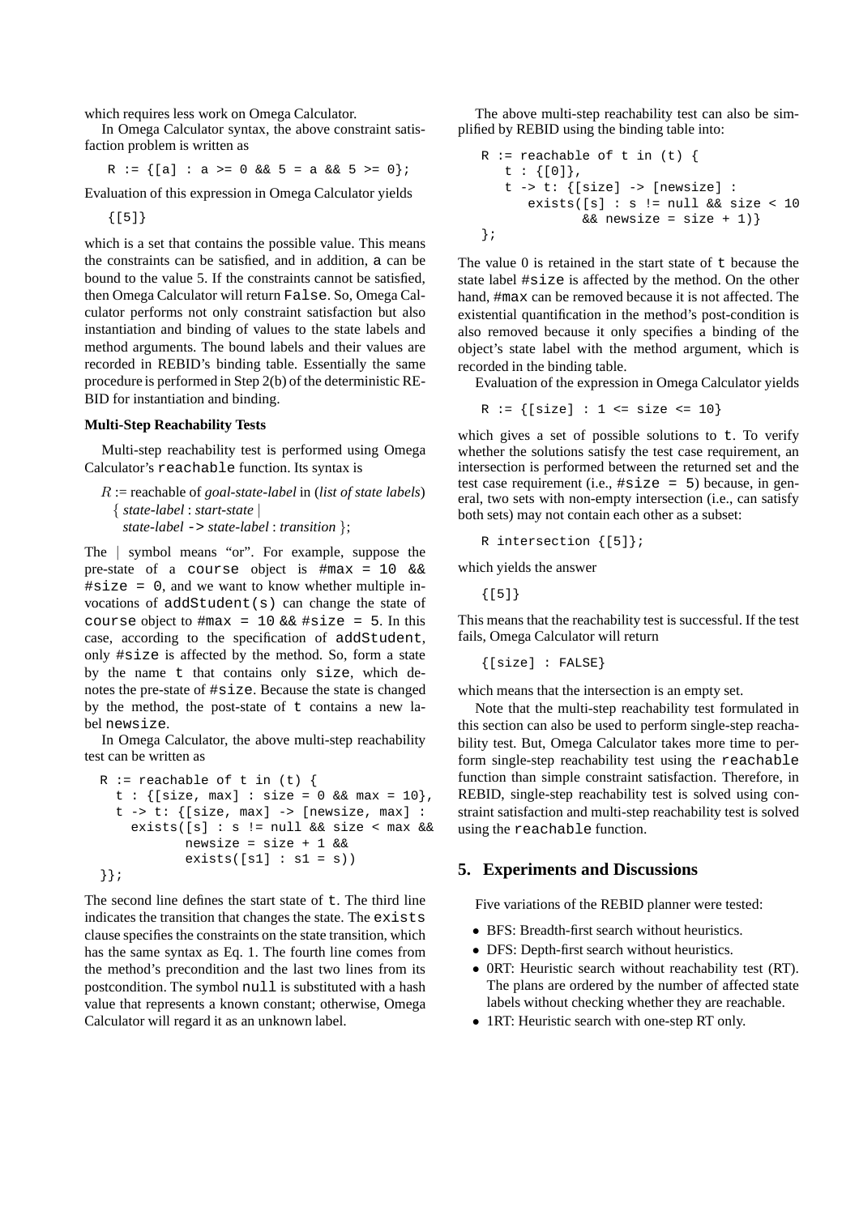which requires less work on Omega Calculator.

In Omega Calculator syntax, the above constraint satisfaction problem is written as

```
R := {[a] : a >= 0 && 5 = a && 5 >= 0};
```

Evaluation of this expression in Omega Calculator yields

```
{[5]}
```

which is a set that contains the possible value. This means the constraints can be satisfied, and in addition, `a` can be bound to the value 5. If the constraints cannot be satisfied, then Omega Calculator will return `False`. So, Omega Calculator performs not only constraint satisfaction but also instantiation and binding of values to the state labels and method arguments. The bound labels and their values are recorded in REBID's binding table. Essentially the same procedure is performed in Step 2(b) of the deterministic REBID for instantiation and binding.

**Multi-Step Reachability Tests**

Multi-step reachability test is performed using Omega Calculator's `reachable` function. Its syntax is

$R$ := reachable of *goal-state-label* in (*list of state labels*)
{ *state-label* : *start-state* |
*state-label* -> *state-label* : *transition* };

The | symbol means "or". For example, suppose the pre-state of a `course` object is `#max = 10 && #size = 0`, and we want to know whether multiple invocations of `addStudent(s)` can change the state of `course` object to `#max = 10 && #size = 5`. In this case, according to the specification of `addStudent`, only `#size` is affected by the method. So, form a state by the name `t` that contains only `size`, which denotes the pre-state of `#size`. Because the state is changed by the method, the post-state of `t` contains a new label `newsize`.

In Omega Calculator, the above multi-step reachability test can be written as

```
R := reachable of t in (t) {
  t : {[size, max] : size = 0 && max = 10},
  t -> t: {[size, max] -> [newsize, max] :
    exists([s] : s != null && size < max &&
           newsize = size + 1 &&
           exists([s1] : s1 = s))
}};
```

The second line defines the start state of `t`. The third line indicates the transition that changes the state. The `exists` clause specifies the constraints on the state transition, which has the same syntax as Eq. 1. The fourth line comes from the method's precondition and the last two lines from its postcondition. The symbol `null` is substituted with a hash value that represents a known constant; otherwise, Omega Calculator will regard it as an unknown label.

The above multi-step reachability test can also be simplified by REBID using the binding table into:

```
R := reachable of t in (t) {
   t : {[0]},
   t -> t: {[size] -> [newsize] :
      exists([s] : s != null && size < 10
             && newsize = size + 1)}
};
```

The value 0 is retained in the start state of `t` because the state label `#size` is affected by the method. On the other hand, `#max` can be removed because it is not affected. The existential quantification in the method's post-condition is also removed because it only specifies a binding of the object's state label with the method argument, which is recorded in the binding table.

Evaluation of the expression in Omega Calculator yields

```
R := {[size] : 1 <= size <= 10}
```

which gives a set of possible solutions to `t`. To verify whether the solutions satisfy the test case requirement, an intersection is performed between the returned set and the test case requirement (i.e., `#size = 5`) because, in general, two sets with non-empty intersection (i.e., can satisfy both sets) may not contain each other as a subset:

```
R intersection {[5]};
```

which yields the answer

```
{[5]}
```

This means that the reachability test is successful. If the test fails, Omega Calculator will return

```
{[size] : FALSE}
```

which means that the intersection is an empty set.

Note that the multi-step reachability test formulated in this section can also be used to perform single-step reachability test. But, Omega Calculator takes more time to perform single-step reachability test using the `reachable` function than simple constraint satisfaction. Therefore, in REBID, single-step reachability test is solved using constraint satisfaction and multi-step reachability test is solved using the `reachable` function.

## 5. Experiments and Discussions

Five variations of the REBID planner were tested:

- BFS: Breadth-first search without heuristics.
- DFS: Depth-first search without heuristics.
- 0RT: Heuristic search without reachability test (RT). The plans are ordered by the number of affected state labels without checking whether they are reachable.
- 1RT: Heuristic search with one-step RT only.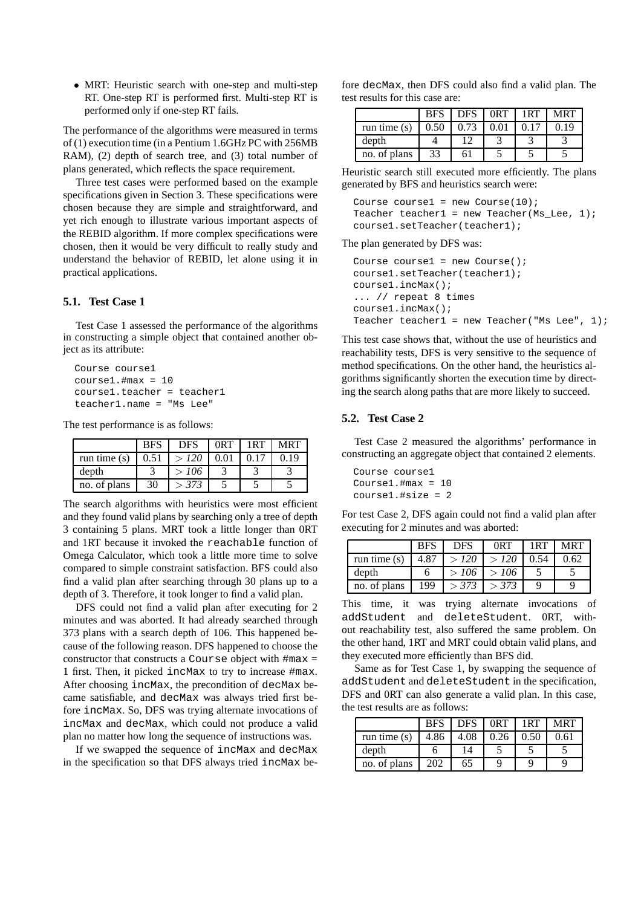- MRT: Heuristic search with one-step and multi-step RT. One-step RT is performed first. Multi-step RT is performed only if one-step RT fails.

The performance of the algorithms were measured in terms of (1) execution time (in a Pentium 1.6GHz PC with 256MB RAM), (2) depth of search tree, and (3) total number of plans generated, which reflects the space requirement.

Three test cases were performed based on the example specifications given in Section 3. These specifications were chosen because they are simple and straightforward, and yet rich enough to illustrate various important aspects of the REBID algorithm. If more complex specifications were chosen, then it would be very difficult to really study and understand the behavior of REBID, let alone using it in practical applications.

### 5.1. Test Case 1

Test Case 1 assessed the performance of the algorithms in constructing a simple object that contained another object as its attribute:

```
Course course1
course1.#max = 10
course1.teacher = teacher1
teacher1.name = "Ms Lee"
```

The test performance is as follows:

| | BFS | DFS | 0RT | 1RT | MRT |
|---|---|---|---|---|---|
| run time (s) | 0.51 | $> 120$ | 0.01 | 0.17 | 0.19 |
| depth | 3 | $> 106$ | 3 | 3 | 3 |
| no. of plans | 30 | $> 373$ | 5 | 5 | 5 |

The search algorithms with heuristics were most efficient and they found valid plans by searching only a tree of depth 3 containing 5 plans. MRT took a little longer than 0RT and 1RT because it invoked the `reachable` function of Omega Calculator, which took a little more time to solve compared to simple constraint satisfaction. BFS could also find a valid plan after searching through 30 plans up to a depth of 3. Therefore, it took longer to find a valid plan.

DFS could not find a valid plan after executing for 2 minutes and was aborted. It had already searched through 373 plans with a search depth of 106. This happened because of the following reason. DFS happened to choose the constructor that constructs a `Course` object with #max = 1 first. Then, it picked `incMax` to try to increase #max. After choosing `incMax`, the precondition of `decMax` became satisfiable, and `decMax` was always tried first before `incMax`. So, DFS was trying alternate invocations of `incMax` and `decMax`, which could not produce a valid plan no matter how long the sequence of instructions was.

If we swapped the sequence of `incMax` and `decMax` in the specification so that DFS always tried `incMax` before `decMax`, then DFS could also find a valid plan. The test results for this case are:

| | BFS | DFS | 0RT | 1RT | MRT |
|---|---|---|---|---|---|
| run time (s) | 0.50 | 0.73 | 0.01 | 0.17 | 0.19 |
| depth | 4 | 12 | 3 | 3 | 3 |
| no. of plans | 33 | 61 | 5 | 5 | 5 |

Heuristic search still executed more efficiently. The plans generated by BFS and heuristics search were:

```
Course course1 = new Course(10);
Teacher teacher1 = new Teacher(Ms_Lee, 1);
course1.setTeacher(teacher1);
```

The plan generated by DFS was:

```
Course course1 = new Course();
course1.setTeacher(teacher1);
course1.incMax();
... // repeat 8 times
course1.incMax();
Teacher teacher1 = new Teacher("Ms Lee", 1);
```

This test case shows that, without the use of heuristics and reachability tests, DFS is very sensitive to the sequence of method specifications. On the other hand, the heuristics algorithms significantly shorten the execution time by directing the search along paths that are more likely to succeed.

### 5.2. Test Case 2

Test Case 2 measured the algorithms' performance in constructing an aggregate object that contained 2 elements.

```
Course course1
Course1.#max = 10
course1.#size = 2
```

For test Case 2, DFS again could not find a valid plan after executing for 2 minutes and was aborted:

| | BFS | DFS | 0RT | 1RT | MRT |
|---|---|---|---|---|---|
| run time (s) | 4.87 | $> 120$ | $> 120$ | 0.54 | 0.62 |
| depth | 6 | $> 106$ | $> 106$ | 5 | 5 |
| no. of plans | 199 | $> 373$ | $> 373$ | 9 | 9 |

This time, it was trying alternate invocations of `addStudent` and `deleteStudent`. 0RT, without reachability test, also suffered the same problem. On the other hand, 1RT and MRT could obtain valid plans, and they executed more efficiently than BFS did.

Same as for Test Case 1, by swapping the sequence of `addStudent` and `deleteStudent` in the specification, DFS and 0RT can also generate a valid plan. In this case, the test results are as follows:

| | BFS | DFS | 0RT | 1RT | MRT |
|---|---|---|---|---|---|
| run time (s) | 4.86 | 4.08 | 0.26 | 0.50 | 0.61 |
| depth | 6 | 14 | 5 | 5 | 5 |
| no. of plans | 202 | 65 | 9 | 9 | 9 |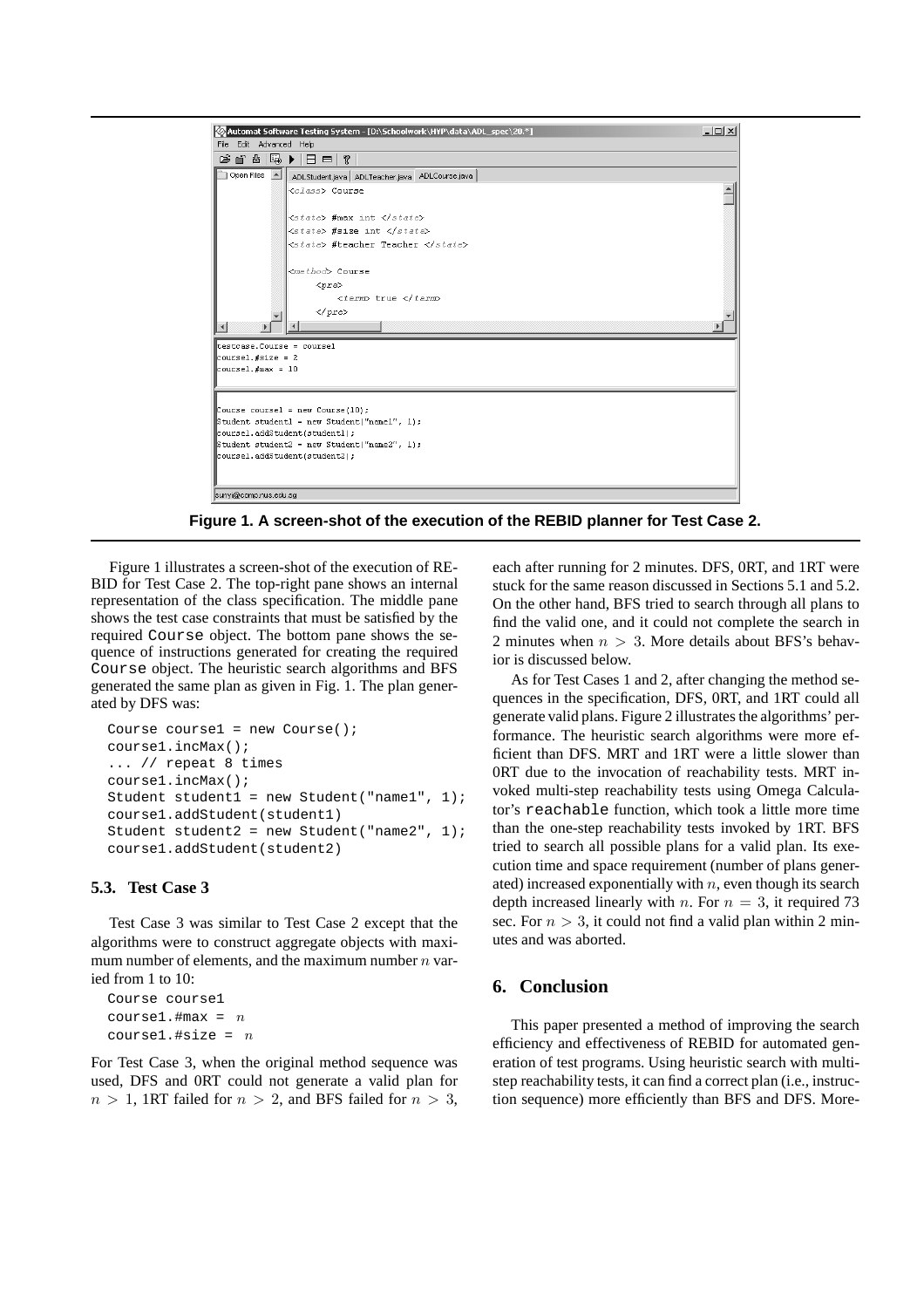Figure 1. A screen-shot of the execution of the REBID planner for Test Case 2.

Figure 1 illustrates a screen-shot of the execution of REBID for Test Case 2. The top-right pane shows an internal representation of the class specification. The middle pane shows the test case constraints that must be satisfied by the required Course object. The bottom pane shows the sequence of instructions generated for creating the required Course object. The heuristic search algorithms and BFS generated the same plan as given in Fig. 1. The plan generated by DFS was:

```
Course course1 = new Course();
course1.incMax();
... // repeat 8 times
course1.incMax();
Student student1 = new Student("name1", 1);
course1.addStudent(student1)
Student student2 = new Student("name2", 1);
course1.addStudent(student2)
```

### 5.3. Test Case 3

Test Case 3 was similar to Test Case 2 except that the algorithms were to construct aggregate objects with maximum number of elements, and the maximum number $n$ varied from 1 to 10:

```
Course course1
course1.#max = n
course1.#size = n
```

For Test Case 3, when the original method sequence was used, DFS and 0RT could not generate a valid plan for $n > 1$, 1RT failed for $n > 2$, and BFS failed for $n > 3$, each after running for 2 minutes. DFS, 0RT, and 1RT were stuck for the same reason discussed in Sections 5.1 and 5.2. On the other hand, BFS tried to search through all plans to find the valid one, and it could not complete the search in 2 minutes when $n > 3$. More details about BFS's behavior is discussed below.

As for Test Cases 1 and 2, after changing the method sequences in the specification, DFS, 0RT, and 1RT could all generate valid plans. Figure 2 illustrates the algorithms' performance. The heuristic search algorithms were more efficient than DFS. MRT and 1RT were a little slower than 0RT due to the invocation of reachability tests. MRT invoked multi-step reachability tests using Omega Calculator's reachable function, which took a little more time than the one-step reachability tests invoked by 1RT. BFS tried to search all possible plans for a valid plan. Its execution time and space requirement (number of plans generated) increased exponentially with $n$, even though its search depth increased linearly with $n$. For $n = 3$, it required 73 sec. For $n > 3$, it could not find a valid plan within 2 minutes and was aborted.

## 6. Conclusion

This paper presented a method of improving the search efficiency and effectiveness of REBID for automated generation of test programs. Using heuristic search with multi-step reachability tests, it can find a correct plan (i.e., instruction sequence) more efficiently than BFS and DFS. More-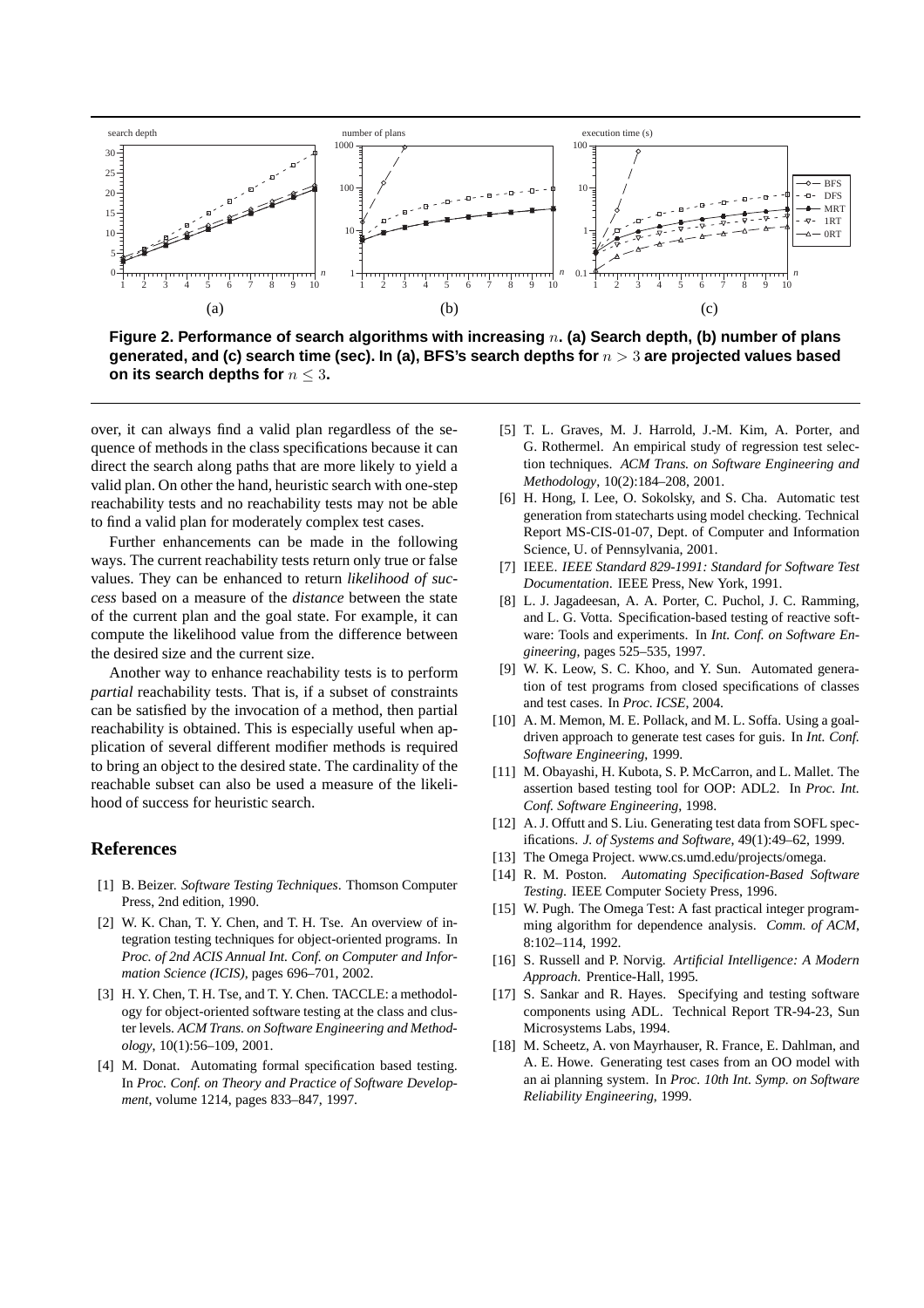search depth

30
25
20
15
10
5
0

1 2 3 4 5 6 7 8 9 10 $n$

(a)

number of plans

1000
100
10
1

1 2 3 4 5 6 7 8 9 10 $n$

(b)

execution time (s)

100
10
1
0.1

1 2 3 4 5 6 7 8 9 10 $n$

(c)

BFS
DFS
MRT
1RT
0RT

**Figure 2. Performance of search algorithms with increasing $n$. (a) Search depth, (b) number of plans generated, and (c) search time (sec). In (a), BFS's search depths for $n > 3$ are projected values based on its search depths for $n \leq 3$.**

over, it can always find a valid plan regardless of the sequence of methods in the class specifications because it can direct the search along paths that are more likely to yield a valid plan. On other the hand, heuristic search with one-step reachability tests and no reachability tests may not be able to find a valid plan for moderately complex test cases.

Further enhancements can be made in the following ways. The current reachability tests return only true or false values. They can be enhanced to return *likelihood of success* based on a measure of the *distance* between the state of the current plan and the goal state. For example, it can compute the likelihood value from the difference between the desired size and the current size.

Another way to enhance reachability tests is to perform *partial* reachability tests. That is, if a subset of constraints can be satisfied by the invocation of a method, then partial reachability is obtained. This is especially useful when application of several different modifier methods is required to bring an object to the desired state. The cardinality of the reachable subset can also be used a measure of the likelihood of success for heuristic search.

## References

[1] B. Beizer. *Software Testing Techniques*. Thomson Computer Press, 2nd edition, 1990.

[2] W. K. Chan, T. Y. Chen, and T. H. Tse. An overview of integration testing techniques for object-oriented programs. In *Proc. of 2nd ACIS Annual Int. Conf. on Computer and Information Science (ICIS)*, pages 696–701, 2002.

[3] H. Y. Chen, T. H. Tse, and T. Y. Chen. TACCLE: a methodology for object-oriented software testing at the class and cluster levels. *ACM Trans. on Software Engineering and Methodology*, 10(1):56–109, 2001.

[4] M. Donat. Automating formal specification based testing. In *Proc. Conf. on Theory and Practice of Software Development*, volume 1214, pages 833–847, 1997.

[5] T. L. Graves, M. J. Harrold, J.-M. Kim, A. Porter, and G. Rothermel. An empirical study of regression test selection techniques. *ACM Trans. on Software Engineering and Methodology*, 10(2):184–208, 2001.

[6] H. Hong, I. Lee, O. Sokolsky, and S. Cha. Automatic test generation from statecharts using model checking. Technical Report MS-CIS-01-07, Dept. of Computer and Information Science, U. of Pennsylvania, 2001.

[7] IEEE. *IEEE Standard 829-1991: Standard for Software Test Documentation*. IEEE Press, New York, 1991.

[8] L. J. Jagadeesan, A. A. Porter, C. Puchol, J. C. Ramming, and L. G. Votta. Specification-based testing of reactive software: Tools and experiments. In *Int. Conf. on Software Engineering*, pages 525–535, 1997.

[9] W. K. Leow, S. C. Khoo, and Y. Sun. Automated generation of test programs from closed specifications of classes and test cases. In *Proc. ICSE*, 2004.

[10] A. M. Memon, M. E. Pollack, and M. L. Soffa. Using a goal-driven approach to generate test cases for guis. In *Int. Conf. Software Engineering*, 1999.

[11] M. Obayashi, H. Kubota, S. P. McCarron, and L. Mallet. The assertion based testing tool for OOP: ADL2. In *Proc. Int. Conf. Software Engineering*, 1998.

[12] A. J. Offutt and S. Liu. Generating test data from SOFL specifications. *J. of Systems and Software*, 49(1):49–62, 1999.

[13] The Omega Project. www.cs.umd.edu/projects/omega.

[14] R. M. Poston. *Automating Specification-Based Software Testing*. IEEE Computer Society Press, 1996.

[15] W. Pugh. The Omega Test: A fast practical integer programming algorithm for dependence analysis. *Comm. of ACM*, 8:102–114, 1992.

[16] S. Russell and P. Norvig. *Artificial Intelligence: A Modern Approach*. Prentice-Hall, 1995.

[17] S. Sankar and R. Hayes. Specifying and testing software components using ADL. Technical Report TR-94-23, Sun Microsystems Labs, 1994.

[18] M. Scheetz, A. von Mayrhauser, R. France, E. Dahlman, and A. E. Howe. Generating test cases from an OO model with an ai planning system. In *Proc. 10th Int. Symp. on Software Reliability Engineering*, 1999.